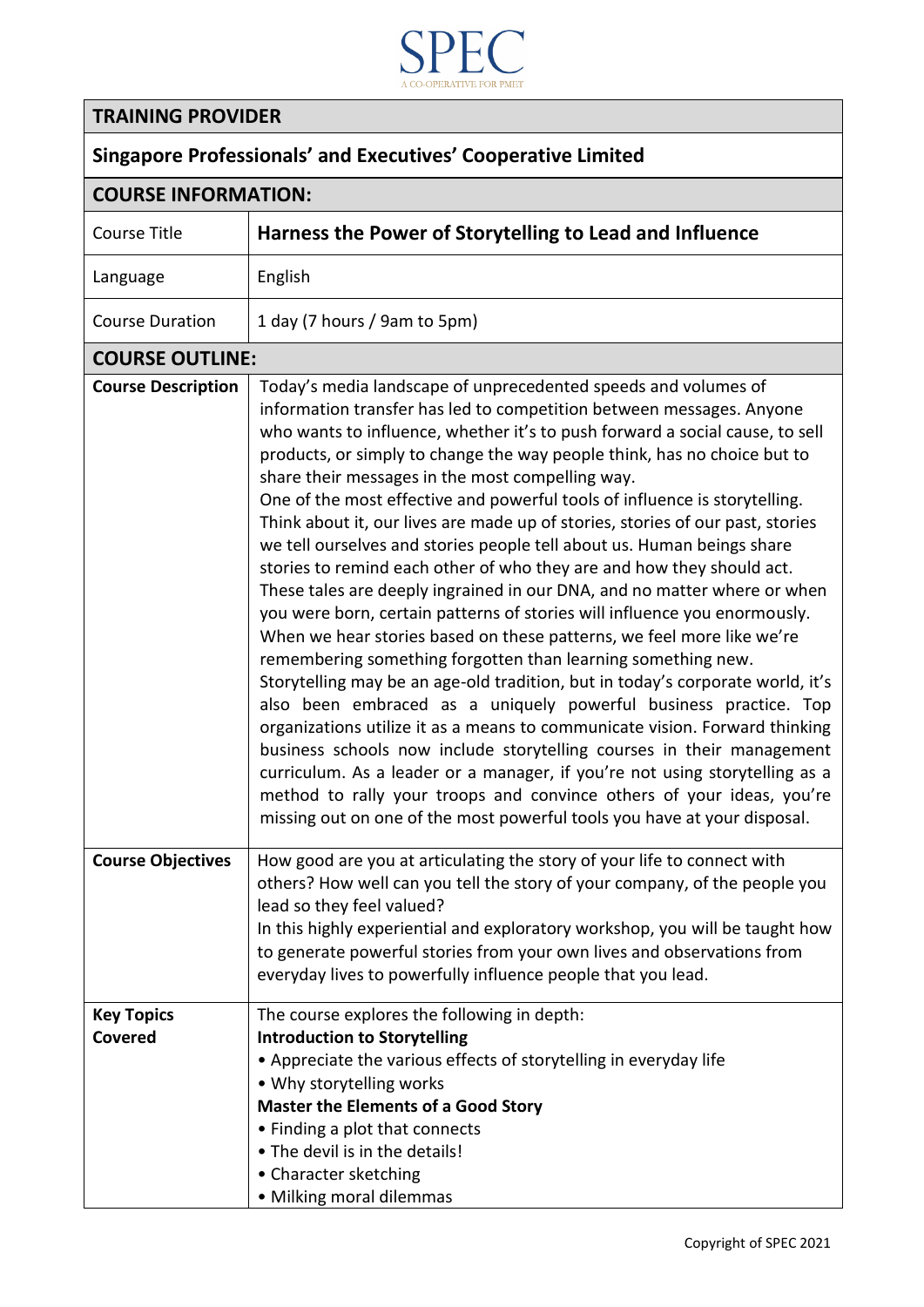SPEC

A CO-OPERATIVE FOR PMET

| TRAINING PROVIDER | |
|---|---|
| **Singapore Professionals' and Executives' Cooperative Limited** | |
| **COURSE INFORMATION:** | |
| Course Title | **Harness the Power of Storytelling to Lead and Influence** |
| Language | English |
| Course Duration | 1 day (7 hours / 9am to 5pm) |
| **COURSE OUTLINE:** | |
| **Course Description** | Today's media landscape of unprecedented speeds and volumes of information transfer has led to competition between messages. Anyone who wants to influence, whether it's to push forward a social cause, to sell products, or simply to change the way people think, has no choice but to share their messages in the most compelling way.<br>One of the most effective and powerful tools of influence is storytelling. Think about it, our lives are made up of stories, stories of our past, stories we tell ourselves and stories people tell about us. Human beings share stories to remind each other of who they are and how they should act. These tales are deeply ingrained in our DNA, and no matter where or when you were born, certain patterns of stories will influence you enormously. When we hear stories based on these patterns, we feel more like we're remembering something forgotten than learning something new.<br>Storytelling may be an age-old tradition, but in today's corporate world, it's also been embraced as a uniquely powerful business practice. Top organizations utilize it as a means to communicate vision. Forward thinking business schools now include storytelling courses in their management curriculum. As a leader or a manager, if you're not using storytelling as a method to rally your troops and convince others of your ideas, you're missing out on one of the most powerful tools you have at your disposal. |
| **Course Objectives** | How good are you at articulating the story of your life to connect with others? How well can you tell the story of your company, of the people you lead so they feel valued?<br>In this highly experiential and exploratory workshop, you will be taught how to generate powerful stories from your own lives and observations from everyday lives to powerfully influence people that you lead. |
| **Key Topics Covered** | The course explores the following in depth:<br>**Introduction to Storytelling**<br>• Appreciate the various effects of storytelling in everyday life<br>• Why storytelling works<br>**Master the Elements of a Good Story**<br>• Finding a plot that connects<br>• The devil is in the details!<br>• Character sketching<br>• Milking moral dilemmas |

Copyright of SPEC 2021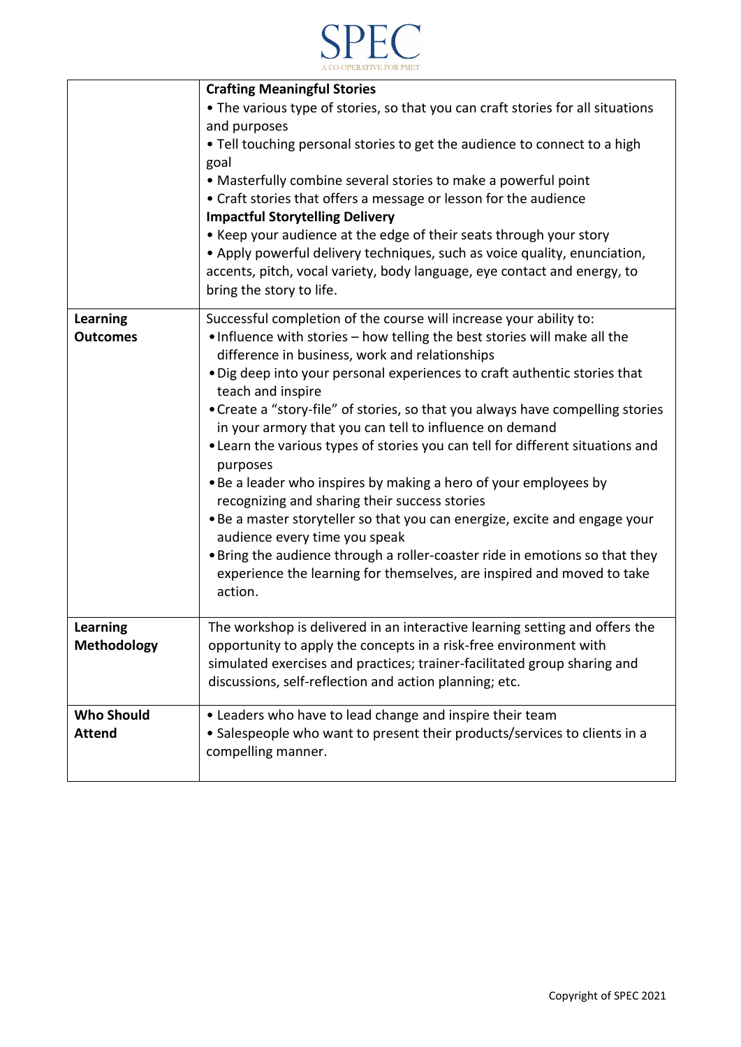| | |
|---|---|
| | **Crafting Meaningful Stories**<br>• The various type of stories, so that you can craft stories for all situations and purposes<br>• Tell touching personal stories to get the audience to connect to a high goal<br>• Masterfully combine several stories to make a powerful point<br>• Craft stories that offers a message or lesson for the audience<br>**Impactful Storytelling Delivery**<br>• Keep your audience at the edge of their seats through your story<br>• Apply powerful delivery techniques, such as voice quality, enunciation, accents, pitch, vocal variety, body language, eye contact and energy, to bring the story to life. |
| **Learning Outcomes** | Successful completion of the course will increase your ability to:<br>• Influence with stories – how telling the best stories will make all the difference in business, work and relationships<br>• Dig deep into your personal experiences to craft authentic stories that teach and inspire<br>• Create a "story-file" of stories, so that you always have compelling stories in your armory that you can tell to influence on demand<br>• Learn the various types of stories you can tell for different situations and purposes<br>• Be a leader who inspires by making a hero of your employees by recognizing and sharing their success stories<br>• Be a master storyteller so that you can energize, excite and engage your audience every time you speak<br>• Bring the audience through a roller-coaster ride in emotions so that they experience the learning for themselves, are inspired and moved to take action. |
| **Learning Methodology** | The workshop is delivered in an interactive learning setting and offers the opportunity to apply the concepts in a risk-free environment with simulated exercises and practices; trainer-facilitated group sharing and discussions, self-reflection and action planning; etc. |
| **Who Should Attend** | • Leaders who have to lead change and inspire their team<br>• Salespeople who want to present their products/services to clients in a compelling manner. |

Copyright of SPEC 2021